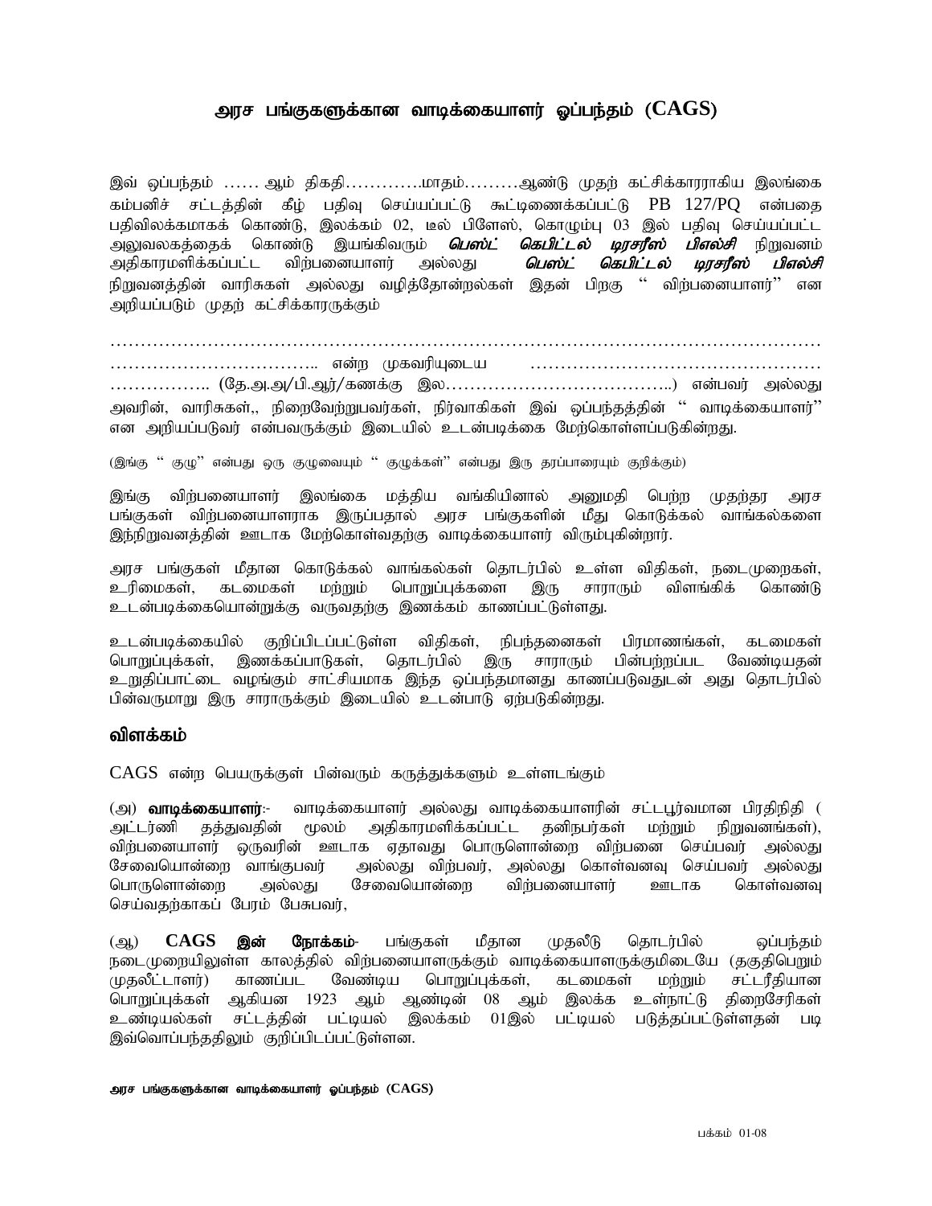# அரச பங்குகளுக்கான வாடிக்கையாளர் ஒப்பந்தம் (CAGS)

இவ் ஒப்பந்தம் …… ஆம் திகதி………….மாதம்………ஆண்டு முதற் கட்சிக்காரராகிய இலங்கை கம்பனிச் சட்டத்தின் கீழ் பதிவு செய்யப்பட்டு கூட்டிணைக்கப்பட்டு PB 127/PQ என்பதை பதிவிலக்கமாகக் கொண்டு, இலக்கம் 02, டீல் பிளேஸ், கொழும்பு 03 இல் பதிவு செய்யப்பட்ட அலுவலகத்தைக் கொண்டு இயங்கிவரும் ***பெஸ்ட் கெபிட்டல் டிரசரீஸ் பிஎல்சி*** நிறுவனம் அதிகாரமளிக்கப்பட்ட விற்பனையாளர் அல்லது ***பெஸ்ட் கெபிட்டல் டிரசரீஸ் பிஎல்சி*** நிறுவனத்தின் வாரிசுகள் அல்லது வழித்தோன்றல்கள் இதன் பிறகு “ விற்பனையாளர்” என அறியப்படும் முதற் கட்சிக்காரருக்கும்

……………………………………………………………………………………………………… …………………………….. என்ற முகவரியுடைய ………………………………………… …………….. (தே.அ.அ/பி.ஆர்/கணக்கு இல………………………………..) என்பவர் அல்லது அவரின், வாரிசுகள்,, நிறைவேற்றுபவர்கள், நிர்வாகிகள் இவ் ஒப்பந்தத்தின் “ வாடிக்கையாளர்” என அறியப்படுவர் என்பவருக்கும் இடையில் உடன்படிக்கை மேற்கொள்ளப்படுகின்றது.

(இங்கு “ குழு” என்பது ஒரு குழுவையும் “ குழுக்கள்” என்பது இரு தரப்பாரையும் குறிக்கும்)

இங்கு விற்பனையாளர் இலங்கை மத்திய வங்கியினால் அனுமதி பெற்ற முதற்தர அரச பங்குகள் விற்பனையாளராக இருப்பதால் அரச பங்குகளின் மீது கொடுக்கல் வாங்கல்களை இந்நிறுவனத்தின் ஊடாக மேற்கொள்வதற்கு வாடிக்கையாளர் விரும்புகின்றார்.

அரச பங்குகள் மீதான கொடுக்கல் வாங்கல்கள் தொடர்பில் உள்ள விதிகள், நடைமுறைகள், உரிமைகள், கடமைகள் மற்றும் பொறுப்புக்களை இரு சாராரும் விளங்கிக் கொண்டு உடன்படிக்கையொன்றுக்கு வருவதற்கு இணக்கம் காணப்பட்டுள்ளது.

உடன்படிக்கையில் குறிப்பிடப்பட்டுள்ள விதிகள், நிபந்தனைகள் பிரமாணங்கள், கடமைகள் பொறுப்புக்கள், இணக்கப்பாடுகள், தொடர்பில் இரு சாராரும் பின்பற்றப்பட வேண்டியதன் உறுதிப்பாட்டை வழங்கும் சாட்சியமாக இந்த ஒப்பந்தமானது காணப்படுவதுடன் அது தொடர்பில் பின்வருமாறு இரு சாராருக்கும் இடையில் உடன்பாடு ஏற்படுகின்றது.

## விளக்கம்

CAGS என்ற பெயருக்குள் பின்வரும் கருத்துக்களும் உள்ளடங்கும்

(அ) **வாடிக்கையாளர்**:- வாடிக்கையாளர் அல்லது வாடிக்கையாளரின் சட்டபூர்வமான பிரதிநிதி ( அட்டர்ணி தத்துவதின் மூலம் அதிகாரமளிக்கப்பட்ட தனிநபர்கள் மற்றும் நிறுவனங்கள்), விற்பனையாளர் ஒருவரின் ஊடாக ஏதாவது பொருளொன்றை விற்பனை செய்பவர் அல்லது சேவையொன்றை வாங்குபவர் அல்லது விற்பவர், அல்லது கொள்வனவு செய்பவர் அல்லது பொருளொன்றை அல்லது சேவையொன்றை விற்பனையாளர் ஊடாக கொள்வனவு செய்வதற்காகப் பேரம் பேசுபவர்,

(ஆ) **CAGS இன் நோக்கம்**- பங்குகள் மீதான முதலீடு தொடர்பில் ஒப்பந்தம் நடைமுறையிலுள்ள காலத்தில் விற்பனையாளருக்கும் வாடிக்கையாளருக்குமிடையே (தகுதிபெறும் முதலீட்டாளர்) காணப்பட வேண்டிய பொறுப்புக்கள், கடமைகள் மற்றும் சட்டரீதியான பொறுப்புக்கள் ஆகியன 1923 ஆம் ஆண்டின் 08 ஆம் இலக்க உள்நாட்டு திறைசேரிகள் உண்டியல்கள் சட்டத்தின் பட்டியல் இலக்கம் 01இல் பட்டியல் படுத்தப்பட்டுள்ளதன் படி இவ்வொப்பந்ததிலும் குறிப்பிடப்பட்டுள்ளன.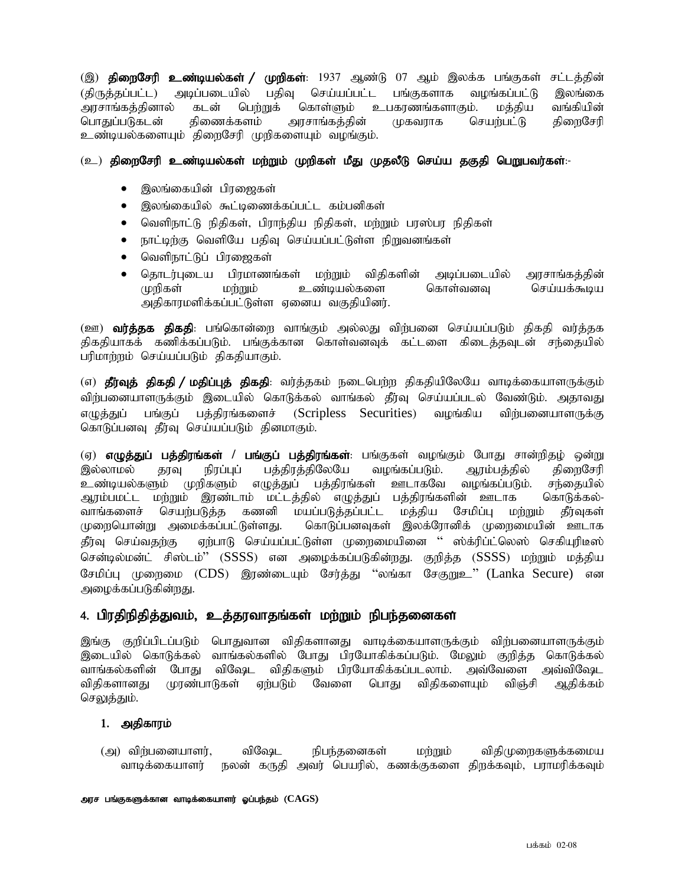(இ) **திறைசேரி உண்டியல்கள் / முறிகள்**: 1937 ஆண்டு 07 ஆம் இலக்க பங்குகள் சட்டத்தின் (திருத்தப்பட்ட) அடிப்படையில் பதிவு செய்யப்பட்ட பங்குகளாக வழங்கப்பட்டு இலங்கை அரசாங்கத்தினால் கடன் பெற்றுக் கொள்ளும் உபகரணங்களாகும். மத்திய வங்கியின் பொதுப்படுகடன் திணைக்களம் அரசாங்கத்தின் முகவராக செயற்பட்டு திறைசேரி உண்டியல்களையும் திறைசேரி முறிகளையும் வழங்கும்.

(உ) **திறைசேரி உண்டியல்கள் மற்றும் முறிகள் மீது முதலீடு செய்ய தகுதி பெறுபவர்கள்**:-

- இலங்கையின் பிரஜைகள்
- இலங்கையில் கூட்டிணைக்கப்பட்ட கம்பனிகள்
- வெளிநாட்டு நிதிகள், பிராந்திய நிதிகள், மற்றும் பரஸ்பர நிதிகள்
- நாட்டிற்கு வெளியே பதிவு செய்யப்பட்டுள்ள நிறுவனங்கள்
- வெளிநாட்டுப் பிரஜைகள்
- தொடர்புடைய பிரமாணங்கள் மற்றும் விதிகளின் அடிப்படையில் அரசாங்கத்தின் முறிகள் மற்றும் உண்டியல்களை கொள்வனவு செய்யக்கூடிய அதிகாரமளிக்கப்பட்டுள்ள ஏனைய வகுதியினர்.

(ஊ) **வர்த்தக திகதி**: பங்கொன்றை வாங்கும் அல்லது விற்பனை செய்யப்படும் திகதி வர்த்தக திகதியாகக் கணிக்கப்படும். பங்குக்கான கொள்வனவுக் கட்டளை கிடைத்தவுடன் சந்தையில் பரிமாற்றம் செய்யப்படும் திகதியாகும்.

(எ) **தீர்வுத் திகதி / மதிப்புத் திகதி**: வர்த்தகம் நடைபெற்ற திகதியிலேயே வாடிக்கையாளருக்கும் விற்பனையாளருக்கும் இடையில் கொடுக்கல் வாங்கல் தீர்வு செய்யப்படல் வேண்டும். அதாவது எழுத்துப் பங்குப் பத்திரங்களைச் (Scripless Securities) வழங்கிய விற்பனையாளருக்கு கொடுப்பனவு தீர்வு செய்யப்படும் தினமாகும்.

(ஏ) **எழுத்துப் பத்திரங்கள் / பங்குப் பத்திரங்கள்**: பங்குகள் வழங்கும் போது சான்றிதழ் ஒன்று இல்லாமல் தரவு நிரப்புப் பத்திரத்திலேயே வழங்கப்படும். ஆரம்பத்தில் திறைசேரி உண்டியல்களும் முறிகளும் எழுத்துப் பத்திரங்கள் ஊடாகவே வழங்கப்படும். சந்தையில் ஆரம்பமட்ட மற்றும் இரண்டாம் மட்டத்தில் எழுத்துப் பத்திரங்களின் ஊடாக கொடுக்கல்-வாங்களைச் செயற்படுத்த கணனி மயப்படுத்தப்பட்ட மத்திய சேமிப்பு மற்றும் தீர்வுகள் முறையொன்று அமைக்கப்பட்டுள்ளது. கொடுப்பனவுகள் இலக்ரோனிக் முறைமையின் ஊடாக தீர்வு செய்வதற்கு ஏற்பாடு செய்யப்பட்டுள்ள முறைமையினை " ஸ்க்ரிப்ட்லெஸ் செகியூரிடீஸ் சென்டில்மன்ட் சிஸ்டம்" (SSSS) என அழைக்கப்படுகின்றது. குறித்த (SSSS) மற்றும் மத்திய சேமிப்பு முறைமை (CDS) இரண்டையும் சேர்த்து "லங்கா சேகுறுஉ" (Lanka Secure) என அழைக்கப்படுகின்றது.

## 4. பிரதிநிதித்துவம், உத்தரவாதங்கள் மற்றும் நிபந்தனைகள்

இங்கு குறிப்பிடப்படும் பொதுவான விதிகளானது வாடிக்கையாளருக்கும் விற்பனையாளருக்கும் இடையில் கொடுக்கல் வாங்கல்களில் போது பிரயோகிக்கப்படும். மேலும் குறித்த கொடுக்கல் வாங்கல்களின் போது விஷேட விதிகளும் பிரயோகிக்கப்படலாம். அவ்வேளை அவ்விஷேட விதிகளானது முரண்பாடுகள் ஏற்படும் வேளை பொது விதிகளையும் விஞ்சி ஆதிக்கம் செலுத்தும்.

### 1. அதிகாரம்

(அ) விற்பனையாளர், விஷேட நிபந்தனைகள் மற்றும் விதிமுறைகளுக்கமைய வாடிக்கையாளர் நலன் கருதி அவர் பெயரில், கணக்குகளை திறக்கவும், பராமரிக்கவும்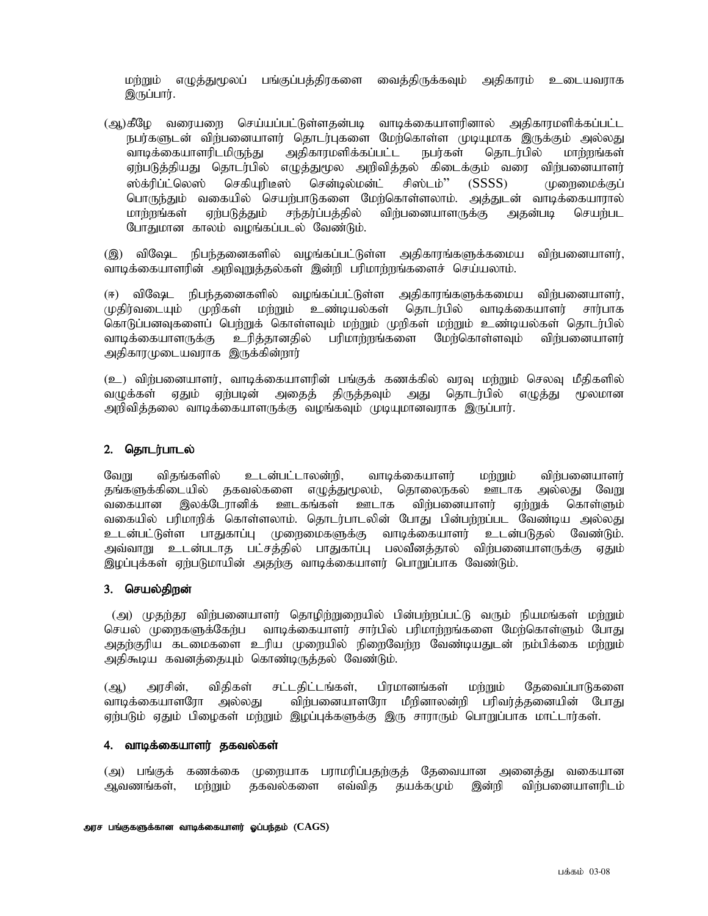மற்றும் எழுத்துமூலப் பங்குப்பத்திரகளை வைத்திருக்கவும் அதிகாரம் உடையவராக இருப்பார்.

(ஆ)கீழே வரையறை செய்யப்பட்டுள்ளதன்படி வாடிக்கையாளரினால் அதிகாரமளிக்கப்பட்ட நபர்களுடன் விற்பனையாளர் தொடர்புகளை மேற்கொள்ள முடியுமாக இருக்கும் அல்லது வாடிக்கையாளரிடமிருந்து அதிகாரமளிக்கப்பட்ட நபர்கள் தொடர்பில் மாற்றங்கள் ஏற்படுத்தியது தொடர்பில் எழுத்துமூல அறிவித்தல் கிடைக்கும் வரை விற்பனையாளர் ஸ்க்ரிப்ட்லெஸ் செகியுரிடீஸ் சென்டில்மன்ட் சிஸ்டம்'' (SSSS) முறைமைக்குப் பொருந்தும் வகையில் செயற்பாடுகளை மேற்கொள்ளலாம். அத்துடன் வாடிக்கையாரால் மாற்றங்கள் ஏற்படுத்தும் சந்தர்ப்பத்தில் விற்பனையாளருக்கு அதன்படி செயற்பட போதுமான காலம் வழங்கப்படல் வேண்டும்.

(இ) விஷேட நிபந்தனைகளில் வழங்கப்பட்டுள்ள அதிகாரங்களுக்கமைய விற்பனையாளர், வாடிக்கையாளரின் அறிவுறுத்தல்கள் இன்றி பரிமாற்றங்களைச் செய்யலாம்.

(ஈ) விஷேட நிபந்தனைகளில் வழங்கப்பட்டுள்ள அதிகாரங்களுக்கமைய விற்பனையாளர், முதிர்வடையும் முறிகள் மற்றும் உண்டியல்கள் தொடர்பில் வாடிக்கையாளர் சார்பாக கொடுப்பனவுகளைப் பெற்றுக் கொள்ளவும் மற்றும் முறிகள் மற்றும் உண்டியல்கள் தொடர்பில் வாடிக்கையாளருக்கு உரித்தானதில் பரிமாற்றங்களை மேற்கொள்ளவும் விற்பனையாளர் அதிகாரமுடையவராக இருக்கின்றார்

(உ) விற்பனையாளர், வாடிக்கையாளரின் பங்குக் கணக்கில் வரவு மற்றும் செலவு மீதிகளில் வழுக்கள் ஏதும் ஏற்படின் அதைத் திருத்தவும் அது தொடர்பில் எழுத்து மூலமான அறிவித்தலை வாடிக்கையாளருக்கு வழங்கவும் முடியுமானவராக இருப்பார்.

## 2. தொடர்பாடல்

வேறு விதங்களில் உடன்பட்டாலன்றி, வாடிக்கையாளர் மற்றும் விற்பனையாளர் தங்களுக்கிடையில் தகவல்களை எழுத்துமூலம், தொலைநகல் ஊடாக அல்லது வேறு வகையான இலக்ட்ரோனிக் ஊடகங்கள் ஊடாக விற்பனையாளர் ஏற்றுக் கொள்ளும் வகையில் பரிமாறிக் கொள்ளலாம். தொடர்பாடலின் போது பின்பற்றப்பட வேண்டிய அல்லது உடன்பட்டுள்ள பாதுகாப்பு முறைமைகளுக்கு வாடிக்கையாளர் உடன்படுதல் வேண்டும். அவ்வாறு உடன்படாத பட்சத்தில் பாதுகாப்பு பலவீனத்தால் விற்பனையாளருக்கு ஏதும் இழப்புக்கள் ஏற்படுமாயின் அதற்கு வாடிக்கையாளர் பொறுப்பாக வேண்டும்.

## 3. செயல்திறன்

(அ) முதற்தர விற்பனையாளர் தொழிற்துறையில் பின்பற்றப்பட்டு வரும் நியமங்கள் மற்றும் செயல் முறைகளுக்கேற்ப வாடிக்கையாளர் சார்பில் பரிமாற்றங்களை மேற்கொள்ளும் போது அதற்குரிய கடமைகளை உரிய முறையில் நிறைவேற்ற வேண்டியதுடன் நம்பிக்கை மற்றும் அதிகூடிய கவனத்தையும் கொண்டிருத்தல் வேண்டும்.

(ஆ) அரசின், விதிகள் சட்டதிட்டங்கள், பிரமானங்கள் மற்றும் தேவைப்பாடுகளை வாடிக்கையாளரோ அல்லது விற்பனையாளரோ மீறினாலன்றி பரிவர்த்தனையின் போது ஏற்படும் ஏதும் பிழைகள் மற்றும் இழப்புக்களுக்கு இரு சாராரும் பொறுப்பாக மாட்டார்கள்.

## 4. வாடிக்கையாளர் தகவல்கள்

(அ) பங்குக் கணக்கை முறையாக பராமரிப்பதற்குத் தேவையான அனைத்து வகையான ஆவணங்கள், மற்றும் தகவல்களை எவ்வித தயக்கமும் இன்றி விற்பனையாளரிடம்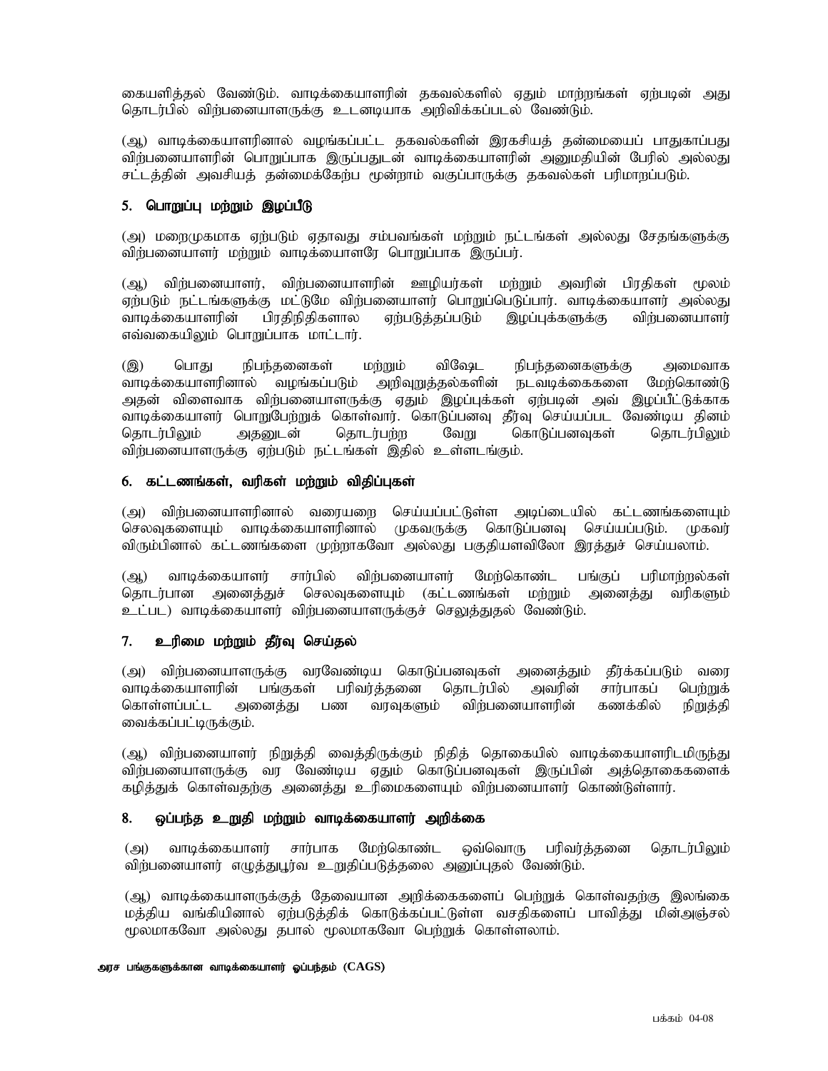கையளித்தல் வேண்டும். வாடிக்கையாளரின் தகவல்களில் ஏதும் மாற்றங்கள் ஏற்படின் அது தொடர்பில் விற்பனையாளருக்கு உடனடியாக அறிவிக்கப்படல் வேண்டும்.

(ஆ) வாடிக்கையாளரினால் வழங்கப்பட்ட தகவல்களின் இரகசியத் தன்மையைப் பாதுகாப்பது விற்பனையாளரின் பொறுப்பாக இருப்பதுடன் வாடிக்கையாளரின் அனுமதியின் பேரில் அல்லது சட்டத்தின் அவசியத் தன்மைக்கேற்ப மூன்றாம் வகுப்பாருக்கு தகவல்கள் பரிமாறப்படும்.

### 5. பொறுப்பு மற்றும் இழப்பீடு

(அ) மறைமுகமாக ஏற்படும் ஏதாவது சம்பவங்கள் மற்றும் நட்டங்கள் அல்லது சேதங்களுக்கு விற்பனையாளர் மற்றும் வாடிக்கையாளரே பொறுப்பாக இருப்பர்.

(ஆ) விற்பனையாளர், விற்பனையாளரின் ஊழியர்கள் மற்றும் அவரின் பிரதிகள் மூலம் ஏற்படும் நட்டங்களுக்கு மட்டுமே விற்பனையாளர் பொறுப்பெடுப்பார். வாடிக்கையாளர் அல்லது வாடிக்கையாளரின் பிரதிநிதிகளால ஏற்படுத்தப்படும் இழப்புக்களுக்கு விற்பனையாளர் எவ்வகையிலும் பொறுப்பாக மாட்டார்.

(இ) பொது நிபந்தனைகள் மற்றும் விஷேட நிபந்தனைகளுக்கு அமைவாக வாடிக்கையாளரினால் வழங்கப்படும் அறிவுறுத்தல்களின் நடவடிக்கைகளை மேற்கொண்டு அதன் விளைவாக விற்பனையாளருக்கு ஏதும் இழப்புக்கள் ஏற்படின் அவ் இழப்பீட்டுக்காக வாடிக்கையாளர் பொறுபேற்றுக் கொள்வார். கொடுப்பனவு தீர்வு செய்யப்பட வேண்டிய தினம் தொடர்பிலும் அதனுடன் தொடர்பற்ற வேறு கொடுப்பனவுகள் தொடர்பிலும் விற்பனையாளருக்கு ஏற்படும் நட்டங்கள் இதில் உள்ளடங்கும்.

### 6. கட்டணங்கள், வரிகள் மற்றும் விதிப்புகள்

(அ) விற்பனையாளரினால் வரையறை செய்யப்பட்டுள்ள அடிப்படையில் கட்டணங்களையும் செலவுகளையும் வாடிக்கையாளரினால் முகவருக்கு கொடுப்பனவு செய்யப்படும். முகவர் விரும்பினால் கட்டணங்களை முற்றாகவோ அல்லது பகுதியளவிலோ இரத்துச் செய்யலாம்.

(ஆ) வாடிக்கையாளர் சார்பில் விற்பனையாளர் மேற்கொண்ட பங்குப் பரிமாற்றல்கள் தொடர்பான அனைத்துச் செலவுகளையும் (கட்டணங்கள் மற்றும் அனைத்து வரிகளும் உட்பட) வாடிக்கையாளர் விற்பனையாளருக்குச் செலுத்துதல் வேண்டும்.

### 7. உரிமை மற்றும் தீர்வு செய்தல்

(அ) விற்பனையாளருக்கு வரவேண்டிய கொடுப்பனவுகள் அனைத்தும் தீர்க்கப்படும் வரை வாடிக்கையாளரின் பங்குகள் பரிவர்த்தனை தொடர்பில் அவரின் சார்பாகப் பெற்றுக் கொள்ளப்பட்ட அனைத்து பண வரவுகளும் விற்பனையாளரின் கணக்கில் நிறுத்தி வைக்கப்பட்டிருக்கும்.

(ஆ) விற்பனையாளர் நிறுத்தி வைத்திருக்கும் நிதித் தொகையில் வாடிக்கையாளரிடமிருந்து விற்பனையாளருக்கு வர வேண்டிய ஏதும் கொடுப்பனவுகள் இருப்பின் அத்தொகைகளைக் கழித்துக் கொள்வதற்கு அனைத்து உரிமைகளையும் விற்பனையாளர் கொண்டுள்ளார்.

### 8. ஒப்பந்த உறுதி மற்றும் வாடிக்கையாளர் அறிக்கை

(அ) வாடிக்கையாளர் சார்பாக மேற்கொண்ட ஒவ்வொரு பரிவர்த்தனை தொடர்பிலும் விற்பனையாளர் எழுத்துபூர்வ உறுதிப்படுத்தலை அனுப்புதல் வேண்டும்.

(ஆ) வாடிக்கையாளருக்குத் தேவையான அறிக்கைகளைப் பெற்றுக் கொள்வதற்கு இலங்கை மத்திய வங்கியினால் ஏற்படுத்திக் கொடுக்கப்பட்டுள்ள வசதிகளைப் பாவித்து மின்அஞ்சல் மூலமாகவோ அல்லது தபால் மூலமாகவோ பெற்றுக் கொள்ளலாம்.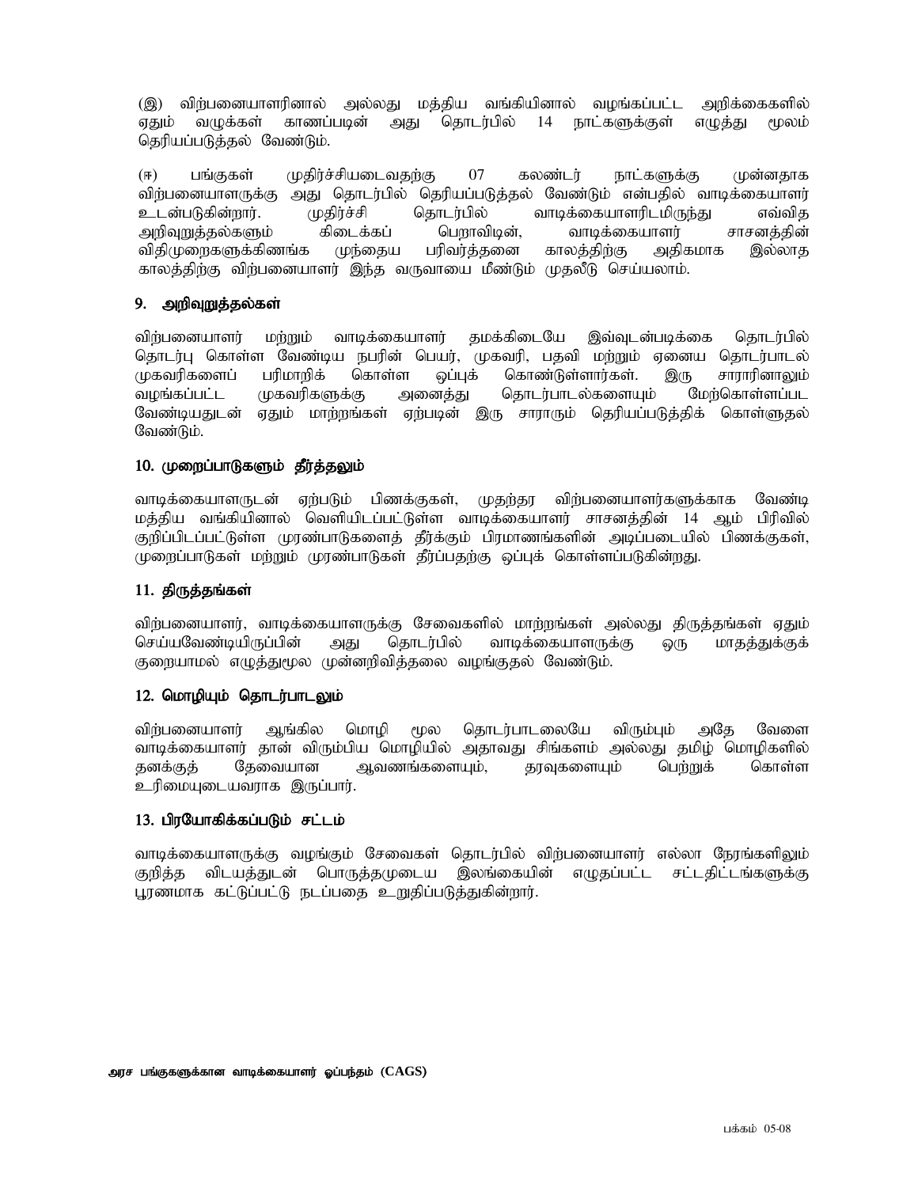(இ) விற்பனையாளரினால் அல்லது மத்திய வங்கியினால் வழங்கப்பட்ட அறிக்கைகளில் ஏதும் வழுக்கள் காணப்படின் அது தொடர்பில் 14 நாட்களுக்குள் எழுத்து மூலம் தெரியப்படுத்தல் வேண்டும்.

(ஈ) பங்குகள் முதிர்ச்சியடைவதற்கு 07 கலண்டர் நாட்களுக்கு முன்னதாக விற்பனையாளருக்கு அது தொடர்பில் தெரியப்படுத்தல் வேண்டும் என்பதில் வாடிக்கையாளர் உடன்படுகின்றார். முதிர்ச்சி தொடர்பில் வாடிக்கையாளரிடமிருந்து எவ்வித அறிவுறுத்தல்களும் கிடைக்கப் பெறாவிடின், வாடிக்கையாளர் சாசனத்தின் விதிமுறைகளுக்கிணங்க முந்தைய பரிவர்த்தனை காலத்திற்கு அதிகமாக இல்லாத காலத்திற்கு விற்பனையாளர் இந்த வருவாயை மீண்டும் முதலீடு செய்யலாம்.

## 9. அறிவுறுத்தல்கள்

விற்பனையாளர் மற்றும் வாடிக்கையாளர் தமக்கிடையே இவ்வுடன்படிக்கை தொடர்பில் தொடர்பு கொள்ள வேண்டிய நபரின் பெயர், முகவரி, பதவி மற்றும் ஏனைய தொடர்பாடல் முகவரிகளைப் பரிமாறிக் கொள்ள ஒப்புக் கொண்டுள்ளார்கள். இரு சாராரினாலும் வழங்கப்பட்ட முகவரிகளுக்கு அனைத்து தொடர்பாடல்களையும் மேற்கொள்ளப்பட வேண்டியதுடன் ஏதும் மாற்றங்கள் ஏற்படின் இரு சாராரும் தெரியப்படுத்திக் கொள்ளுதல் வேண்டும்.

## 10. முறைப்பாடுகளும் தீர்த்தலும்

வாடிக்கையாளருடன் ஏற்படும் பிணக்குகள், முதற்தர விற்பனையாளர்களுக்காக வேண்டி மத்திய வங்கியினால் வெளியிடப்பட்டுள்ள வாடிக்கையாளர் சாசனத்தின் 14 ஆம் பிரிவில் குறிப்பிடப்பட்டுள்ள முரண்பாடுகளைத் தீர்க்கும் பிரமாணங்களின் அடிப்படையில் பிணக்குகள், முறைப்பாடுகள் மற்றும் முரண்பாடுகள் தீர்ப்பதற்கு ஒப்புக் கொள்ளப்படுகின்றது.

## 11. திருத்தங்கள்

விற்பனையாளர், வாடிக்கையாளருக்கு சேவைகளில் மாற்றங்கள் அல்லது திருத்தங்கள் ஏதும் செய்யவேண்டியிருப்பின் அது தொடர்பில் வாடிக்கையாளருக்கு ஒரு மாதத்துக்குக் குறையாமல் எழுத்துமூல முன்னறிவித்தலை வழங்குதல் வேண்டும்.

## 12. மொழியும் தொடர்பாடலும்

விற்பனையாளர் ஆங்கில மொழி மூல தொடர்பாடலையே விரும்பும் அதே வேளை வாடிக்கையாளர் தான் விரும்பிய மொழியில் அதாவது சிங்களம் அல்லது தமிழ் மொழிகளில் தனக்குத் தேவையான ஆவணங்களையும், தரவுகளையும் பெற்றுக் கொள்ள உரிமையுடையவராக இருப்பார்.

## 13. பிரயோகிக்கப்படும் சட்டம்

வாடிக்கையாளருக்கு வழங்கும் சேவைகள் தொடர்பில் விற்பனையாளர் எல்லா நேரங்களிலும் குறித்த விடயத்துடன் பொருத்தமுடைய இலங்கையின் எழுதப்பட்ட சட்டதிட்டங்களுக்கு பூரணமாக கட்டுப்பட்டு நடப்பதை உறுதிப்படுத்துகின்றார்.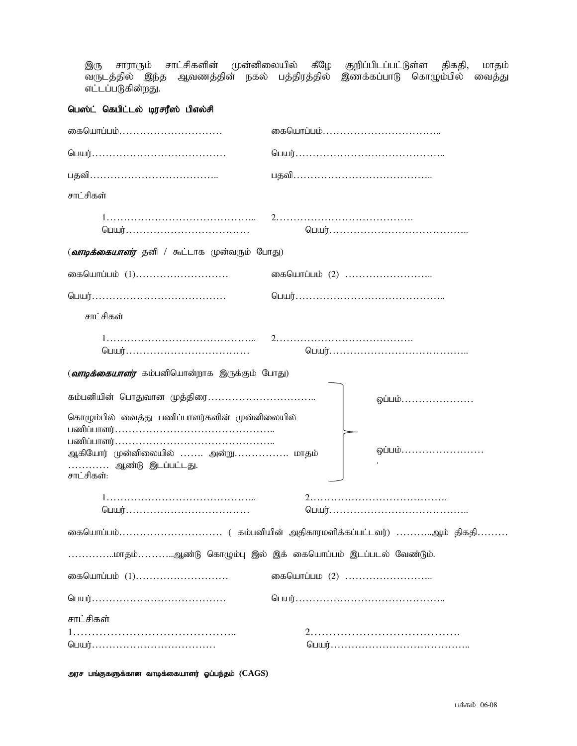இரு சாராரும் சாட்சிகளின் முன்னிலையில் கீழே குறிப்பிடப்பட்டுள்ள திகதி, மாதம் வருடத்தில் இந்த ஆவணத்தின் நகல் பத்திரத்தில் இணக்கப்பாடு கொழும்பில் வைத்து எட்டப்படுகின்றது.

**பெஸ்ட் கெபிட்டல் டிரசரீஸ் பிஎல்சி**

கையொப்பம்………………………… கையொப்பம்……………………………..

பெயர்………………………………… பெயர்……………………………………..

பதவி……………………………….. பதவி…………………………………..

சாட்சிகள்

1…………………………………….. 2………………………………….
பெயர்……………………………… பெயர்…………………………………..

(***வாடிக்கையாளர்*** தனி / கூட்டாக முன்வரும் போது)

கையொப்பம் (1)……………………… கையொப்பம் (2) ……………………..

பெயர்………………………………… பெயர்……………………………………..

சாட்சிகள்

1…………………………………….. 2………………………………….
பெயர்……………………………… பெயர்…………………………………..

(***வாடிக்கையாளர்*** கம்பனியொன்றாக இருக்கும் போது)

கம்பனியின் பொதுவான முத்திரை…………………………..

கொழும்பில் வைத்து பணிப்பாளர்களின் முன்னிலையில்
பணிப்பாளர்………………………………………..
பணிப்பாளர்………………………………………..
ஆகியோர் முன்னிலையில் ……. அன்று……………. மாதம் ………… ஆண்டு இடப்பட்டது.
சாட்சிகள்:

ஒப்பம்…………………

ஒப்பம்…………………….

1…………………………………….. 2………………………………….
பெயர்……………………………… பெயர்…………………………………..

கையொப்பம்………………………… ( கம்பனியின் அதிகாரமளிக்கப்பட்டவர்) ………..ஆம் திகதி………

…………..மாதம்………..ஆண்டு கொழும்பு இல் இக் கையொப்பம் இடப்படல் வேண்டும்.

கையொப்பம் (1)……………………… கையொப்பம (2) ……………………..

பெயர்………………………………… பெயர்……………………………………..

சாட்சிகள்

1…………………………………….. 2………………………………….
பெயர்……………………………… பெயர்…………………………………..

**அரச பங்குகளுக்கான வாடிக்கையாளர் ஒப்பந்தம் (CAGS)**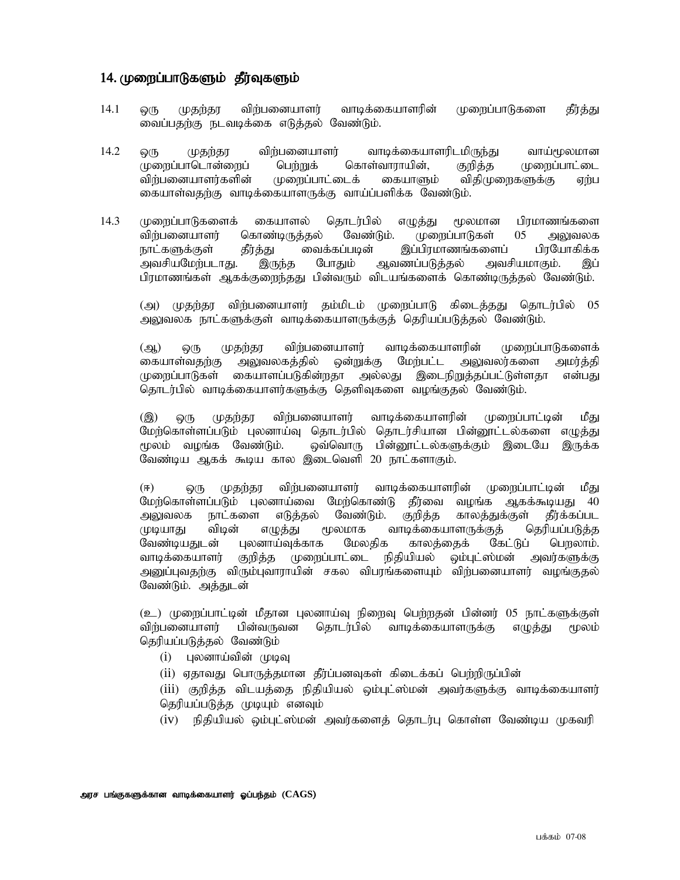## 14. முறைப்பாடுகளும் தீர்வுகளும்

14.1 ஒரு முதற்தர விற்பனையாளர் வாடிக்கையாளரின் முறைப்பாடுகளை தீர்த்து வைப்பதற்கு நடவடிக்கை எடுத்தல் வேண்டும்.

14.2 ஒரு முதற்தர விற்பனையாளர் வாடிக்கையாளரிடமிருந்து வாய்மூலமான முறைப்பாடொன்றைப் பெற்றுக் கொள்வாராயின், குறித்த முறைப்பாட்டை விற்பனையாளர்களின் முறைப்பாட்டைக் கையாளும் விதிமுறைகளுக்கு ஏற்ப கையாள்வதற்கு வாடிக்கையாளருக்கு வாய்ப்பளிக்க வேண்டும்.

14.3 முறைப்பாடுகளைக் கையாளல் தொடர்பில் எழுத்து மூலமான பிரமாணங்களை விற்பனையாளர் கொண்டிருத்தல் வேண்டும். முறைப்பாடுகள் 05 அலுவலக நாட்களுக்குள் தீர்த்து வைக்கப்படின் இப்பிரமாணங்களைப் பிரயோகிக்க அவசியமேற்படாது. இருந்த போதும் ஆவணப்படுத்தல் அவசியமாகும். இப் பிரமாணங்கள் ஆகக்குறைந்தது பின்வரும் விடயங்களைக் கொண்டிருத்தல் வேண்டும்.

(அ) முதற்தர விற்பனையாளர் தம்மிடம் முறைப்பாடு கிடைத்தது தொடர்பில் 05 அலுவலக நாட்களுக்குள் வாடிக்கையாளருக்குத் தெரியப்படுத்தல் வேண்டும்.

(ஆ) ஒரு முதற்தர விற்பனையாளர் வாடிக்கையாளரின் முறைப்பாடுகளைக் கையாள்வதற்கு அலுவலகத்தில் ஒன்றுக்கு மேற்பட்ட அலுவலர்களை அமர்த்தி முறைப்பாடுகள் கையாளப்படுகின்றதா அல்லது இடைநிறுத்தப்பட்டுள்ளதா என்பது தொடர்பில் வாடிக்கையாளர்களுக்கு தெளிவுகளை வழங்குதல் வேண்டும்.

(இ) ஒரு முதற்தர விற்பனையாளர் வாடிக்கையாளரின் முறைப்பாட்டின் மீது மேற்கொள்ளப்படும் புலனாய்வு தொடர்பில் தொடர்சியான பின்னூட்டல்களை எழுத்து மூலம் வழங்க வேண்டும். ஒவ்வொரு பின்னூட்டல்களுக்கும் இடையே இருக்க வேண்டிய ஆகக் கூடிய கால இடைவெளி 20 நாட்களாகும்.

(ஈ) ஒரு முதற்தர விற்பனையாளர் வாடிக்கையாளரின் முறைப்பாட்டின் மீது மேற்கொள்ளப்படும் புலனாய்வை மேற்கொண்டு தீர்வை வழங்க ஆகக்கூடியது 40 அலுவலக நாட்களை எடுத்தல் வேண்டும். குறித்த காலத்துக்குள் தீர்க்கப்பட முடியாது விடின் எழுத்து மூலமாக வாடிக்கையாளருக்குத் தெரியப்படுத்த வேண்டியதுடன் புலனாய்வுக்காக மேலதிக காலத்தைக் கேட்டுப் பெறலாம். வாடிக்கையாளர் குறித்த முறைப்பாட்டை நிதியியல் ஒம்புட்ஸ்மன் அவர்களுக்கு அனுப்புவதற்கு விரும்புவாராயின் சகல விபரங்களையும் விற்பனையாளர் வழங்குதல் வேண்டும். அத்துடன்

(உ) முறைப்பாட்டின் மீதான புலனாய்வு நிறைவு பெற்றதன் பின்னர் 05 நாட்களுக்குள் விற்பனையாளர் பின்வருவன தொடர்பில் வாடிக்கையாளருக்கு எழுத்து மூலம் தெரியப்படுத்தல் வேண்டும்

(i) புலனாய்வின் முடிவு

(ii) ஏதாவது பொருத்தமான தீர்ப்பனவுகள் கிடைக்கப் பெற்றிருப்பின்

(iii) குறித்த விடயத்தை நிதியியல் ஒம்புட்ஸ்மன் அவர்களுக்கு வாடிக்கையாளர் தெரியப்படுத்த முடியும் எனவும்

(iv) நிதியியல் ஒம்புட்ஸ்மன் அவர்களைத் தொடர்பு கொள்ள வேண்டிய முகவரி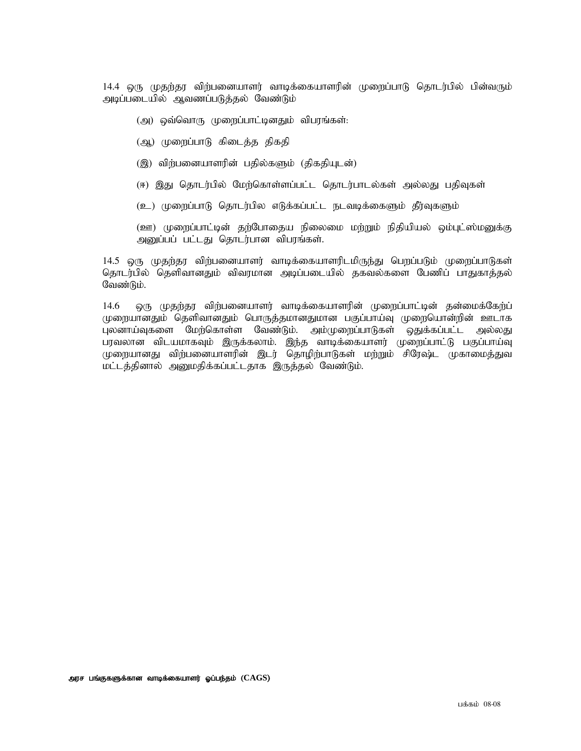14.4 ஒரு முதற்தர விற்பனையாளர் வாடிக்கையாளரின் முறைப்பாடு தொடர்பில் பின்வரும் அடிப்படையில் ஆவணப்படுத்தல் வேண்டும்

(அ) ஒவ்வொரு முறைப்பாட்டினதும் விபரங்கள்:

(ஆ) முறைப்பாடு கிடைத்த திகதி

(இ) விற்பனையாளரின் பதில்களும் (திகதியுடன்)

(ஈ) இது தொடர்பில் மேற்கொள்ளப்பட்ட தொடர்பாடல்கள் அல்லது பதிவுகள்

(உ) முறைப்பாடு தொடர்பில எடுக்கப்பட்ட நடவடிக்கைகளும் தீர்வுகளும்

(ஊ) முறைப்பாட்டின் தற்போதைய நிலைமை மற்றும் நிதியியல் ஒம்புட்ஸ்மனுக்கு அனுப்பப் பட்டது தொடர்பான விபரங்கள்.

14.5 ஒரு முதற்தர விற்பனையாளர் வாடிக்கையாளரிடமிருந்து பெறப்படும் முறைப்பாடுகள் தொடர்பில் தெளிவானதும் விவரமான அடிப்படையில் தகவல்களை பேணிப் பாதுகாத்தல் வேண்டும்.

14.6 ஒரு முதற்தர விற்பனையாளர் வாடிக்கையாளரின் முறைப்பாட்டின் தன்மைக்கேற்ப் முறையானதும் தெளிவானதும் பொருத்தமானதுமான பகுப்பாய்வு முறையொன்றின் ஊடாக புலனாய்வுகளை மேற்கொள்ள வேண்டும். அம்முறைப்பாடுகள் ஒதுக்கப்பட்ட அல்லது பரவலான விடயமாகவும் இருக்கலாம். இந்த வாடிக்கையாளர் முறைப்பாட்டு பகுப்பாய்வு முறையானது விற்பனையாளரின் இடர் தொழிற்பாடுகள் மற்றும் சிரேஷ்ட முகாமைத்துவ மட்டத்தினால் அனுமதிக்கப்பட்டதாக இருத்தல் வேண்டும்.